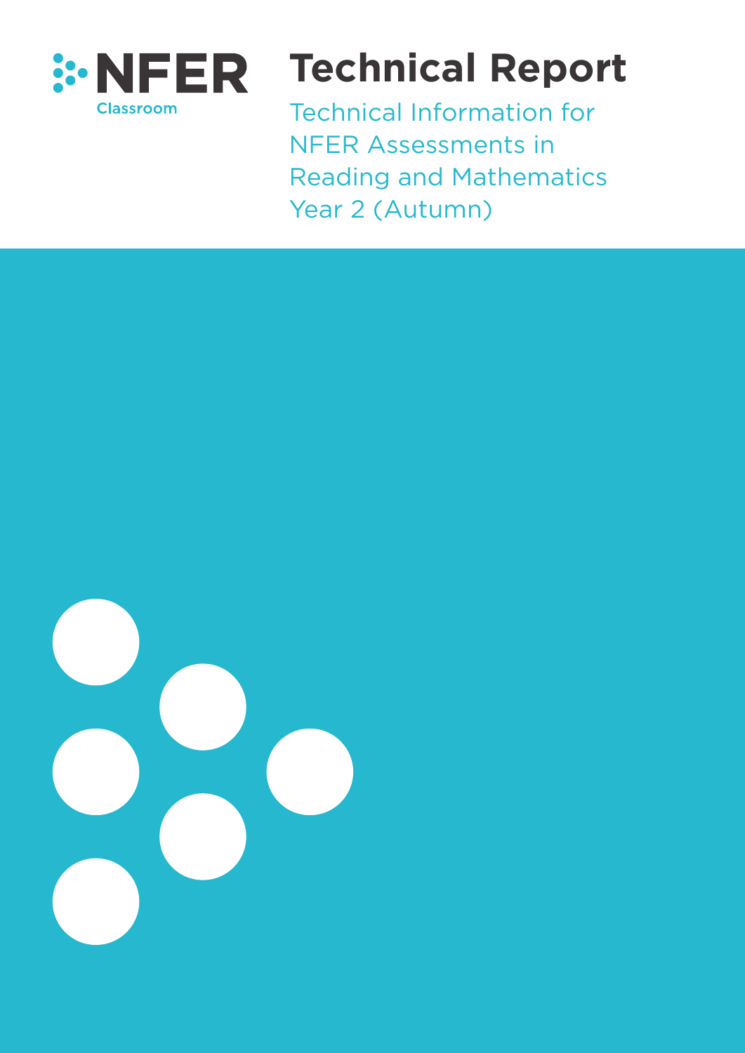NFER
Classroom

# Technical Report

Technical Information for NFER Assessments in Reading and Mathematics Year 2 (Autumn)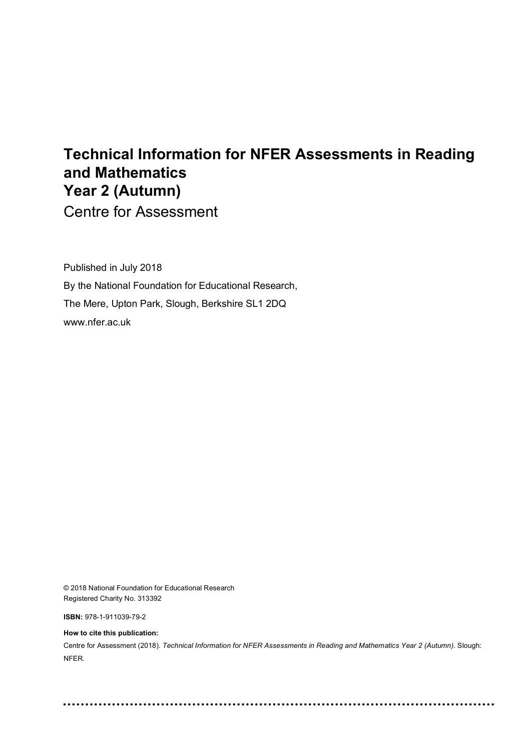# Technical Information for NFER Assessments in Reading and Mathematics
# Year 2 (Autumn)

Centre for Assessment

Published in July 2018

By the National Foundation for Educational Research,

The Mere, Upton Park, Slough, Berkshire SL1 2DQ

www.nfer.ac.uk

© 2018 National Foundation for Educational Research
Registered Charity No. 313392

**ISBN:** 978-1-911039-79-2

**How to cite this publication:**

Centre for Assessment (2018). *Technical Information for NFER Assessments in Reading and Mathematics Year 2 (Autumn)*. Slough: NFER.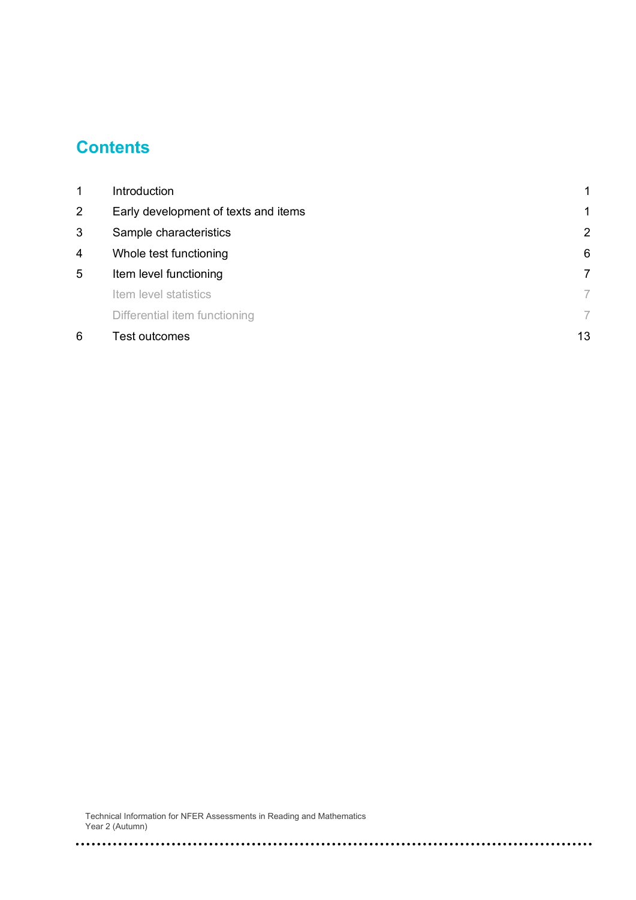## Contents

| | | |
|---|---|---|
| 1 | Introduction | 1 |
| 2 | Early development of texts and items | 1 |
| 3 | Sample characteristics | 2 |
| 4 | Whole test functioning | 6 |
| 5 | Item level functioning | 7 |
| | Item level statistics | 7 |
| | Differential item functioning | 7 |
| 6 | Test outcomes | 13 |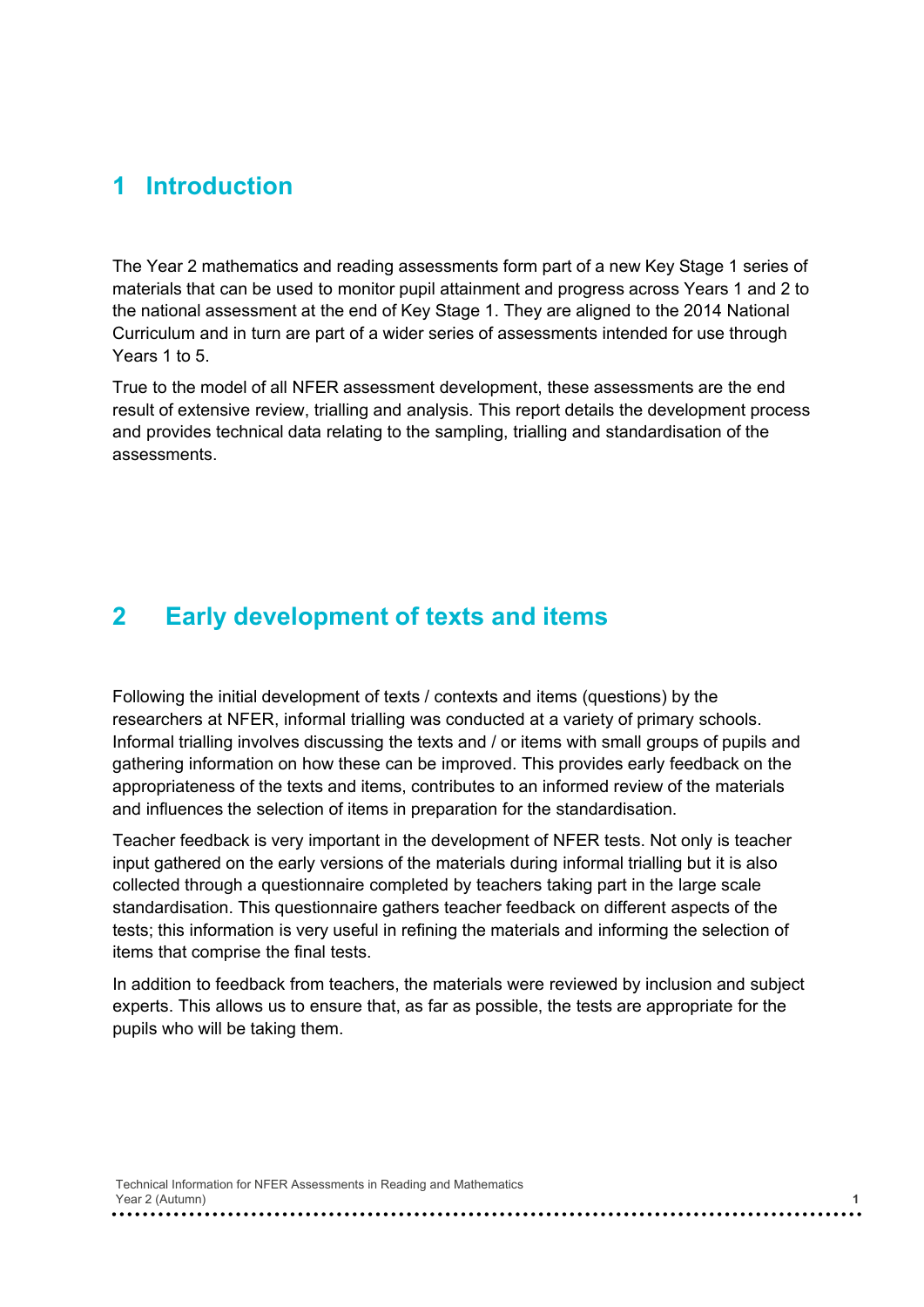# 1 Introduction

The Year 2 mathematics and reading assessments form part of a new Key Stage 1 series of materials that can be used to monitor pupil attainment and progress across Years 1 and 2 to the national assessment at the end of Key Stage 1. They are aligned to the 2014 National Curriculum and in turn are part of a wider series of assessments intended for use through Years 1 to 5.

True to the model of all NFER assessment development, these assessments are the end result of extensive review, trialling and analysis. This report details the development process and provides technical data relating to the sampling, trialling and standardisation of the assessments.

# 2 Early development of texts and items

Following the initial development of texts / contexts and items (questions) by the researchers at NFER, informal trialling was conducted at a variety of primary schools. Informal trialling involves discussing the texts and / or items with small groups of pupils and gathering information on how these can be improved. This provides early feedback on the appropriateness of the texts and items, contributes to an informed review of the materials and influences the selection of items in preparation for the standardisation.

Teacher feedback is very important in the development of NFER tests. Not only is teacher input gathered on the early versions of the materials during informal trialling but it is also collected through a questionnaire completed by teachers taking part in the large scale standardisation. This questionnaire gathers teacher feedback on different aspects of the tests; this information is very useful in refining the materials and informing the selection of items that comprise the final tests.

In addition to feedback from teachers, the materials were reviewed by inclusion and subject experts. This allows us to ensure that, as far as possible, the tests are appropriate for the pupils who will be taking them.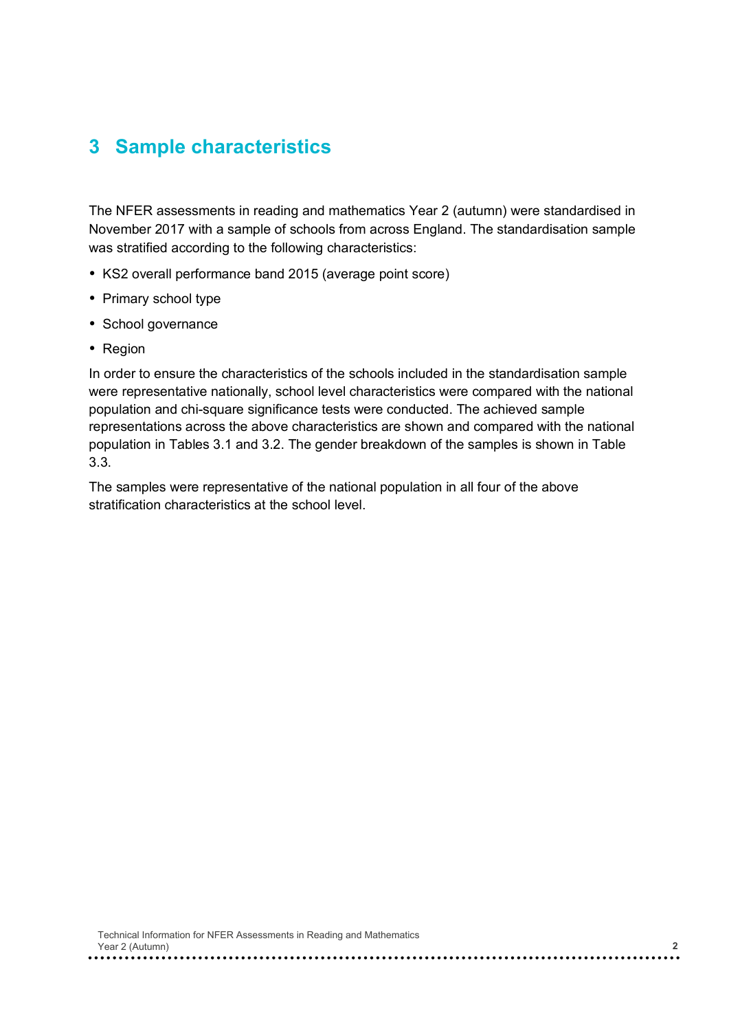## 3 Sample characteristics

The NFER assessments in reading and mathematics Year 2 (autumn) were standardised in November 2017 with a sample of schools from across England. The standardisation sample was stratified according to the following characteristics:

- KS2 overall performance band 2015 (average point score)
- Primary school type
- School governance
- Region

In order to ensure the characteristics of the schools included in the standardisation sample were representative nationally, school level characteristics were compared with the national population and chi-square significance tests were conducted. The achieved sample representations across the above characteristics are shown and compared with the national population in Tables 3.1 and 3.2. The gender breakdown of the samples is shown in Table 3.3.

The samples were representative of the national population in all four of the above stratification characteristics at the school level.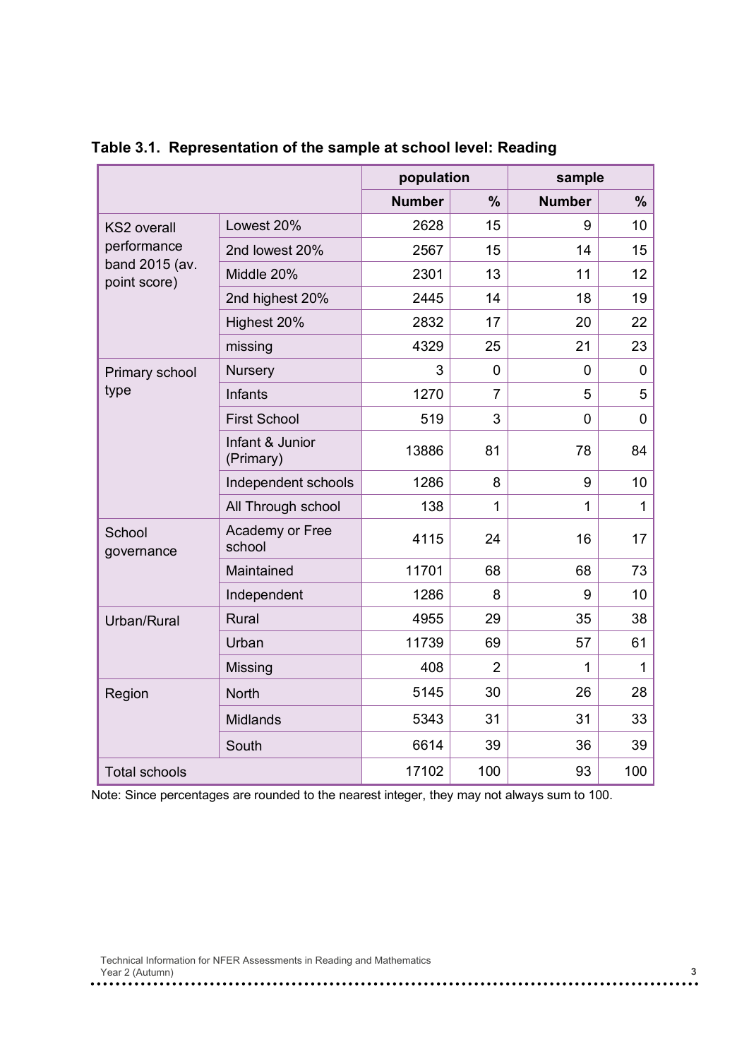**Table 3.1. Representation of the sample at school level: Reading**

| | | population | | sample | |
|---|---|---|---|---|---|
| | | **Number** | **%** | **Number** | **%** |
| KS2 overall performance band 2015 (av. point score) | Lowest 20% | 2628 | 15 | 9 | 10 |
| | 2nd lowest 20% | 2567 | 15 | 14 | 15 |
| | Middle 20% | 2301 | 13 | 11 | 12 |
| | 2nd highest 20% | 2445 | 14 | 18 | 19 |
| | Highest 20% | 2832 | 17 | 20 | 22 |
| | missing | 4329 | 25 | 21 | 23 |
| Primary school type | Nursery | 3 | 0 | 0 | 0 |
| | Infants | 1270 | 7 | 5 | 5 |
| | First School | 519 | 3 | 0 | 0 |
| | Infant & Junior (Primary) | 13886 | 81 | 78 | 84 |
| | Independent schools | 1286 | 8 | 9 | 10 |
| | All Through school | 138 | 1 | 1 | 1 |
| School governance | Academy or Free school | 4115 | 24 | 16 | 17 |
| | Maintained | 11701 | 68 | 68 | 73 |
| | Independent | 1286 | 8 | 9 | 10 |
| Urban/Rural | Rural | 4955 | 29 | 35 | 38 |
| | Urban | 11739 | 69 | 57 | 61 |
| | Missing | 408 | 2 | 1 | 1 |
| Region | North | 5145 | 30 | 26 | 28 |
| | Midlands | 5343 | 31 | 31 | 33 |
| | South | 6614 | 39 | 36 | 39 |
| Total schools | | 17102 | 100 | 93 | 100 |

Note: Since percentages are rounded to the nearest integer, they may not always sum to 100.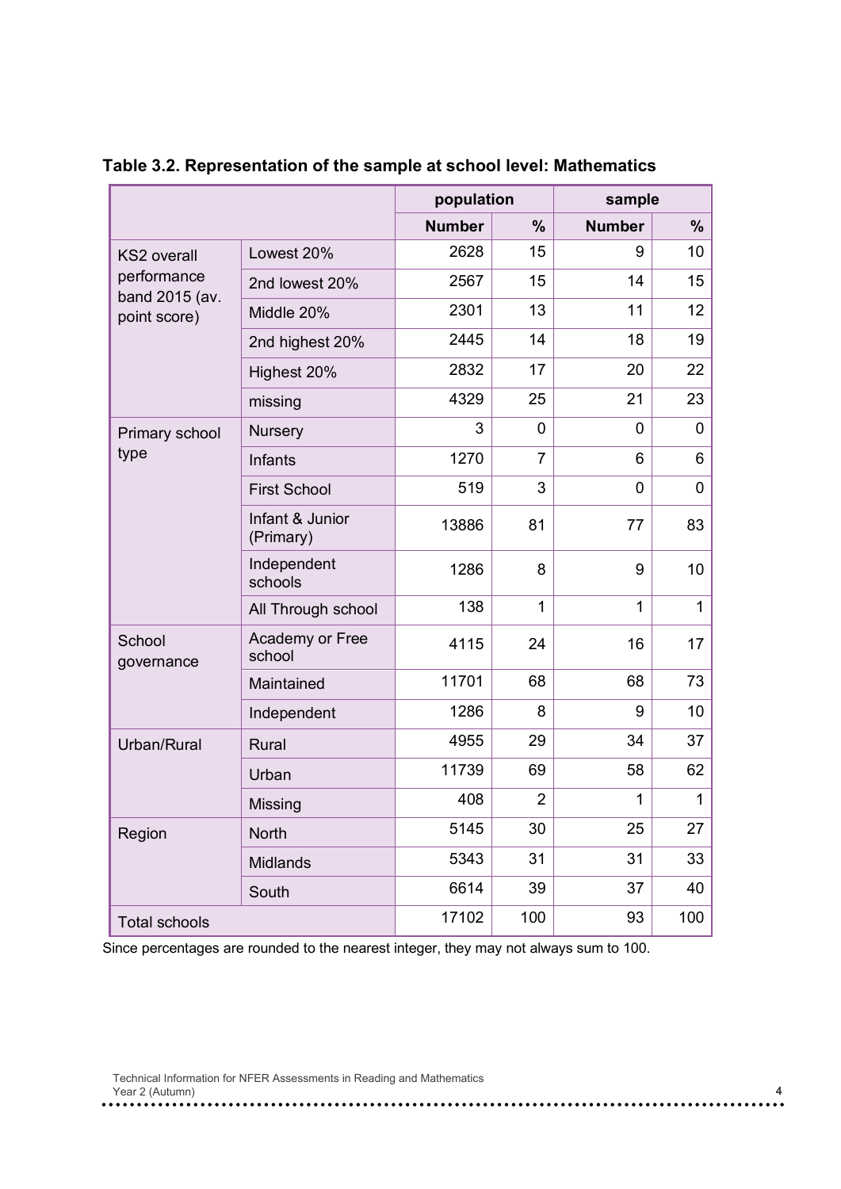**Table 3.2. Representation of the sample at school level: Mathematics**

| | | population | | sample | |
|---|---|---|---|---|---|
| | | **Number** | **%** | **Number** | **%** |
| KS2 overall performance band 2015 (av. point score) | Lowest 20% | 2628 | 15 | 9 | 10 |
| | 2nd lowest 20% | 2567 | 15 | 14 | 15 |
| | Middle 20% | 2301 | 13 | 11 | 12 |
| | 2nd highest 20% | 2445 | 14 | 18 | 19 |
| | Highest 20% | 2832 | 17 | 20 | 22 |
| | missing | 4329 | 25 | 21 | 23 |
| Primary school type | Nursery | 3 | 0 | 0 | 0 |
| | Infants | 1270 | 7 | 6 | 6 |
| | First School | 519 | 3 | 0 | 0 |
| | Infant & Junior (Primary) | 13886 | 81 | 77 | 83 |
| | Independent schools | 1286 | 8 | 9 | 10 |
| | All Through school | 138 | 1 | 1 | 1 |
| School governance | Academy or Free school | 4115 | 24 | 16 | 17 |
| | Maintained | 11701 | 68 | 68 | 73 |
| | Independent | 1286 | 8 | 9 | 10 |
| Urban/Rural | Rural | 4955 | 29 | 34 | 37 |
| | Urban | 11739 | 69 | 58 | 62 |
| | Missing | 408 | 2 | 1 | 1 |
| Region | North | 5145 | 30 | 25 | 27 |
| | Midlands | 5343 | 31 | 31 | 33 |
| | South | 6614 | 39 | 37 | 40 |
| Total schools | | 17102 | 100 | 93 | 100 |

Since percentages are rounded to the nearest integer, they may not always sum to 100.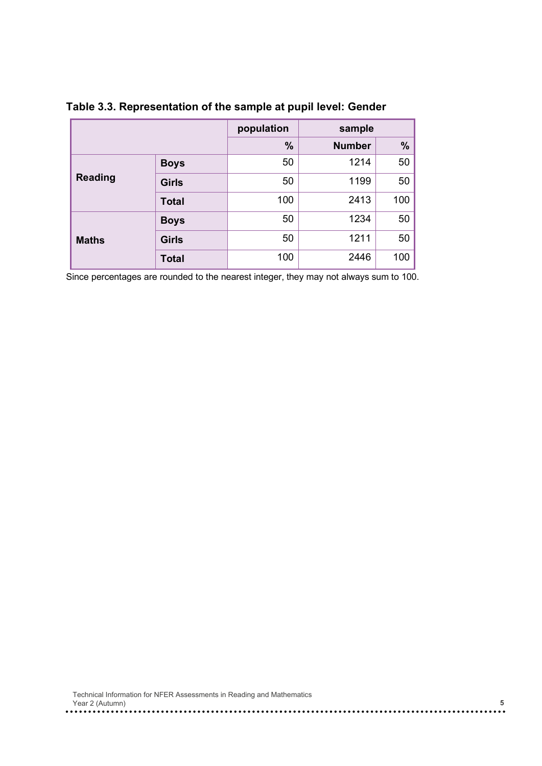**Table 3.3. Representation of the sample at pupil level: Gender**

| | | population | sample | |
|---|---|---|---|---|
| | | % | Number | % |
| Reading | Boys | 50 | 1214 | 50 |
| | Girls | 50 | 1199 | 50 |
| | Total | 100 | 2413 | 100 |
| Maths | Boys | 50 | 1234 | 50 |
| | Girls | 50 | 1211 | 50 |
| | Total | 100 | 2446 | 100 |

Since percentages are rounded to the nearest integer, they may not always sum to 100.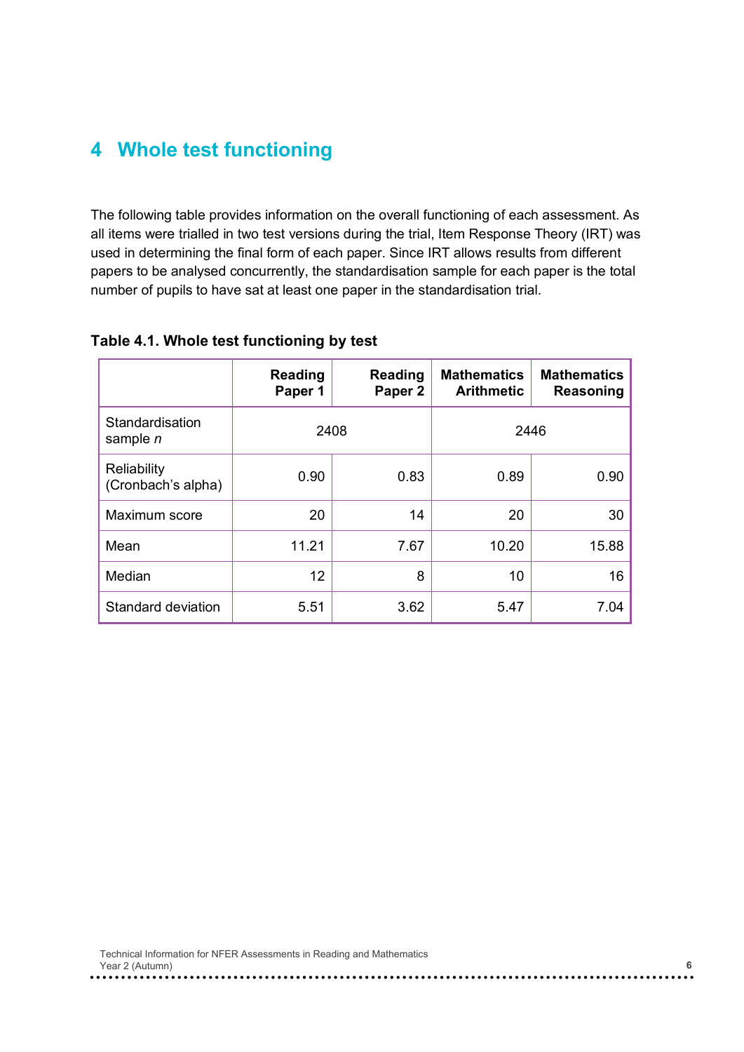# 4 Whole test functioning

The following table provides information on the overall functioning of each assessment. As all items were trialled in two test versions during the trial, Item Response Theory (IRT) was used in determining the final form of each paper. Since IRT allows results from different papers to be analysed concurrently, the standardisation sample for each paper is the total number of pupils to have sat at least one paper in the standardisation trial.

**Table 4.1. Whole test functioning by test**

| | Reading Paper 1 | Reading Paper 2 | Mathematics Arithmetic | Mathematics Reasoning |
|---|---|---|---|---|
| Standardisation sample *n* | 2408 | | 2446 | |
| Reliability (Cronbach's alpha) | 0.90 | 0.83 | 0.89 | 0.90 |
| Maximum score | 20 | 14 | 20 | 30 |
| Mean | 11.21 | 7.67 | 10.20 | 15.88 |
| Median | 12 | 8 | 10 | 16 |
| Standard deviation | 5.51 | 3.62 | 5.47 | 7.04 |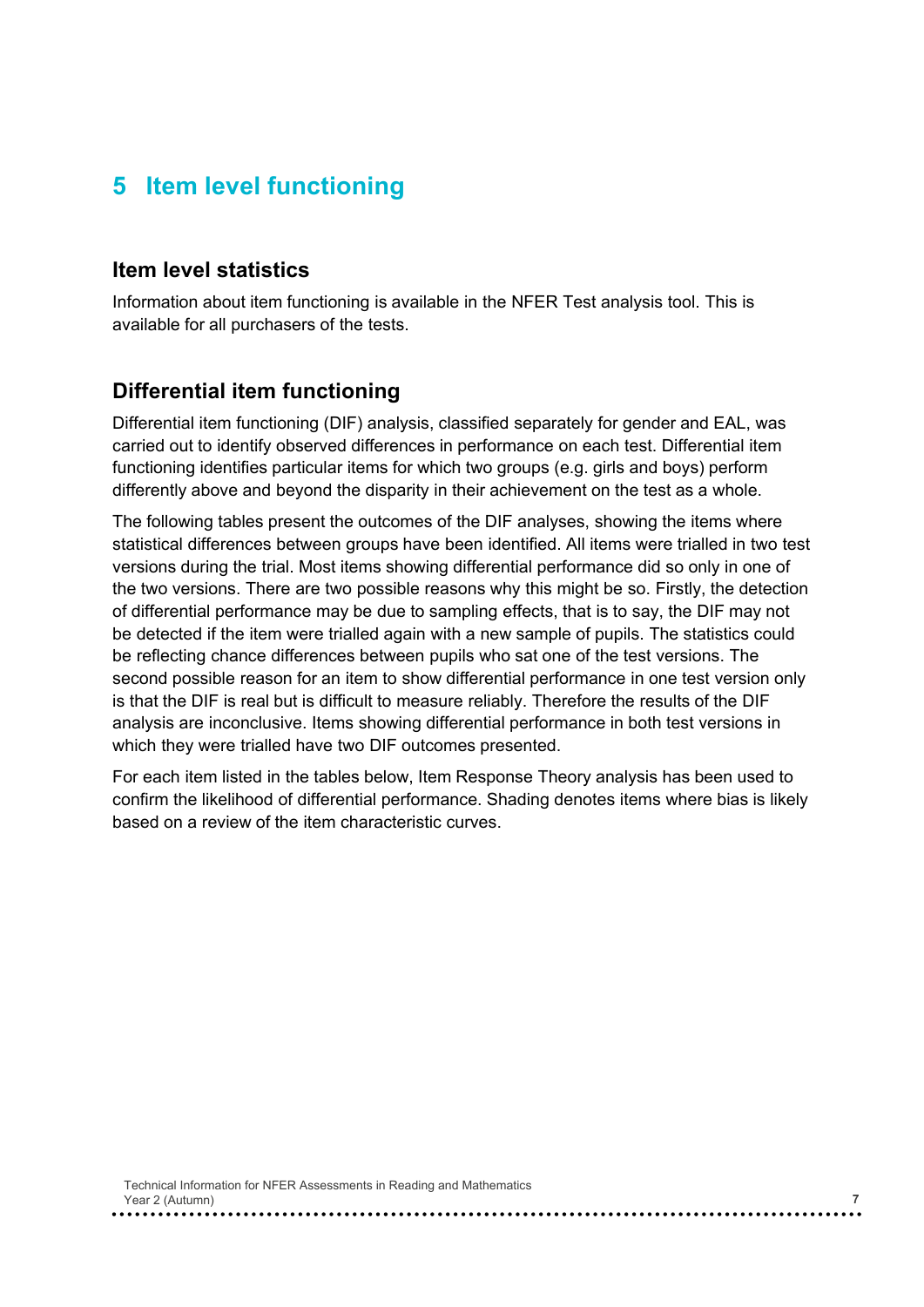# 5 Item level functioning

## Item level statistics

Information about item functioning is available in the NFER Test analysis tool. This is available for all purchasers of the tests.

## Differential item functioning

Differential item functioning (DIF) analysis, classified separately for gender and EAL, was carried out to identify observed differences in performance on each test. Differential item functioning identifies particular items for which two groups (e.g. girls and boys) perform differently above and beyond the disparity in their achievement on the test as a whole.

The following tables present the outcomes of the DIF analyses, showing the items where statistical differences between groups have been identified. All items were trialled in two test versions during the trial. Most items showing differential performance did so only in one of the two versions. There are two possible reasons why this might be so. Firstly, the detection of differential performance may be due to sampling effects, that is to say, the DIF may not be detected if the item were trialled again with a new sample of pupils. The statistics could be reflecting chance differences between pupils who sat one of the test versions. The second possible reason for an item to show differential performance in one test version only is that the DIF is real but is difficult to measure reliably. Therefore the results of the DIF analysis are inconclusive. Items showing differential performance in both test versions in which they were trialled have two DIF outcomes presented.

For each item listed in the tables below, Item Response Theory analysis has been used to confirm the likelihood of differential performance. Shading denotes items where bias is likely based on a review of the item characteristic curves.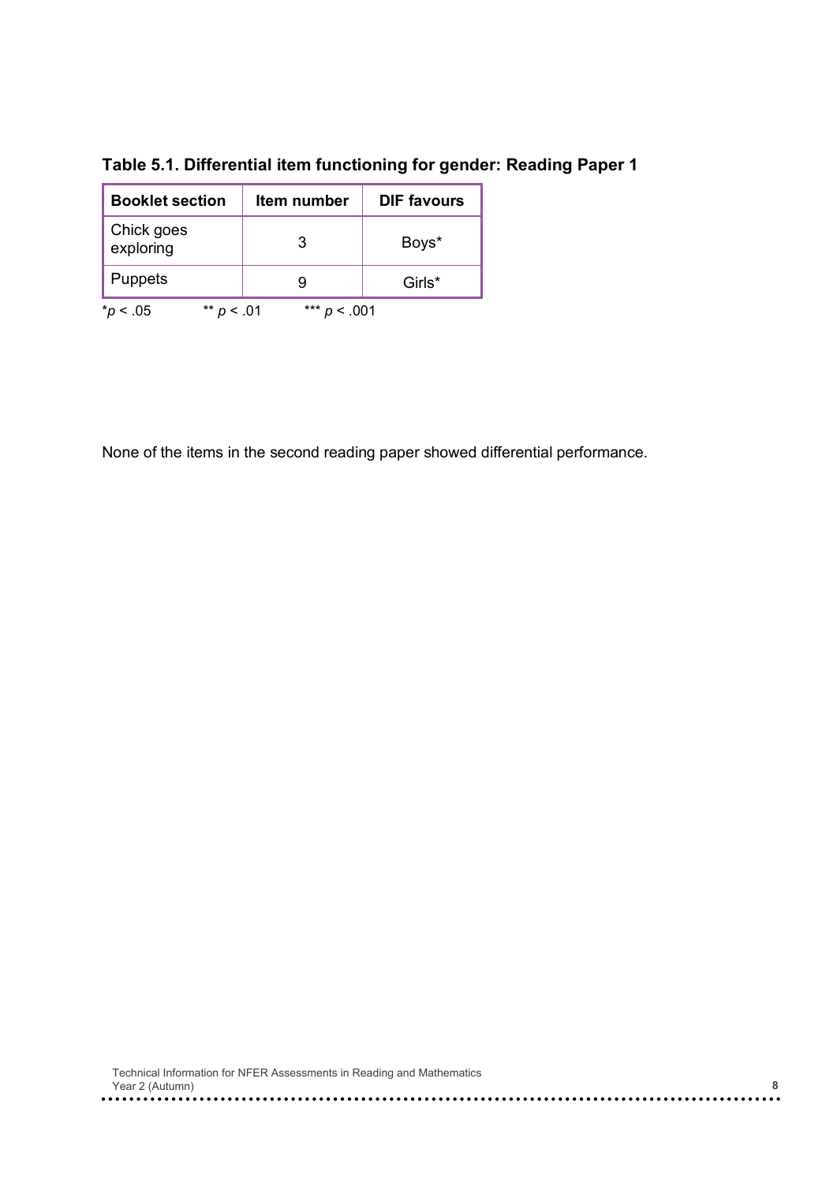**Table 5.1. Differential item functioning for gender: Reading Paper 1**

| Booklet section | Item number | DIF favours |
|---|---|---|
| Chick goes exploring | 3 | Boys* |
| Puppets | 9 | Girls* |

*$p < .05$ ** $p < .01$ *** $p < .001$

None of the items in the second reading paper showed differential performance.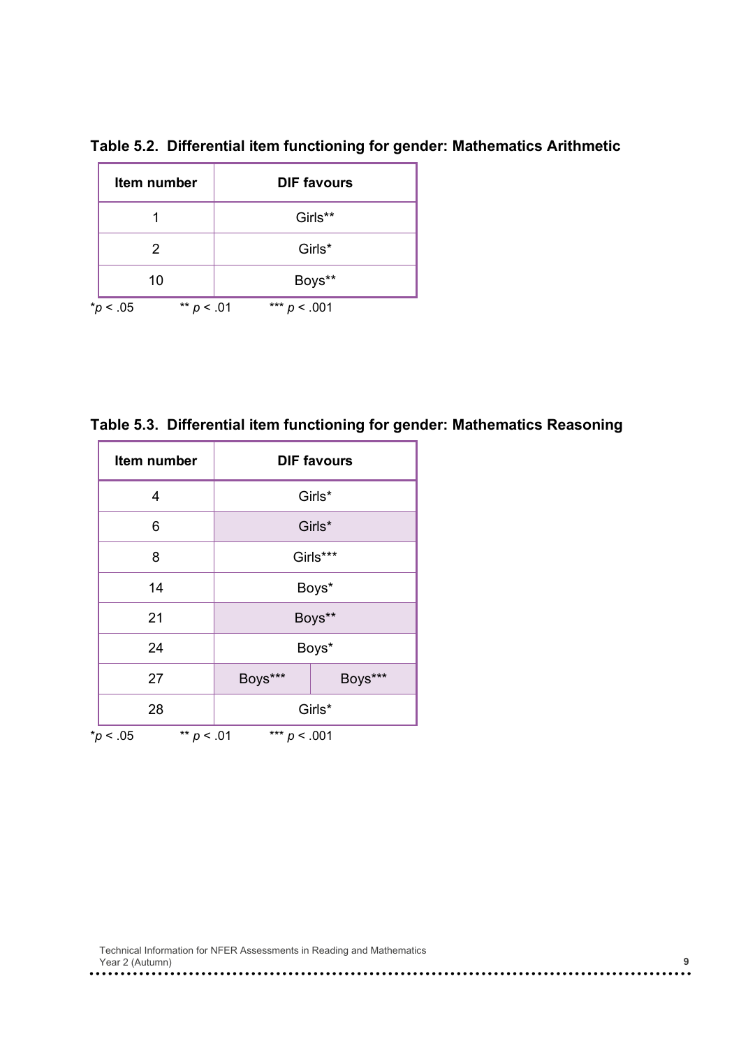**Table 5.2. Differential item functioning for gender: Mathematics Arithmetic**

| Item number | DIF favours |
|---|---|
| 1 | Girls** |
| 2 | Girls* |
| 10 | Boys** |

*$p < .05$ &nbsp;&nbsp;&nbsp; ** $p < .01$ &nbsp;&nbsp;&nbsp; *** $p < .001$

**Table 5.3. Differential item functioning for gender: Mathematics Reasoning**

| Item number | DIF favours | |
|---|---|---|
| 4 | Girls* | |
| 6 | Girls* | |
| 8 | Girls*** | |
| 14 | Boys* | |
| 21 | Boys** | |
| 24 | Boys* | |
| 27 | Boys*** | Boys*** |
| 28 | Girls* | |

*$p < .05$ &nbsp;&nbsp;&nbsp; ** $p < .01$ &nbsp;&nbsp;&nbsp; *** $p < .001$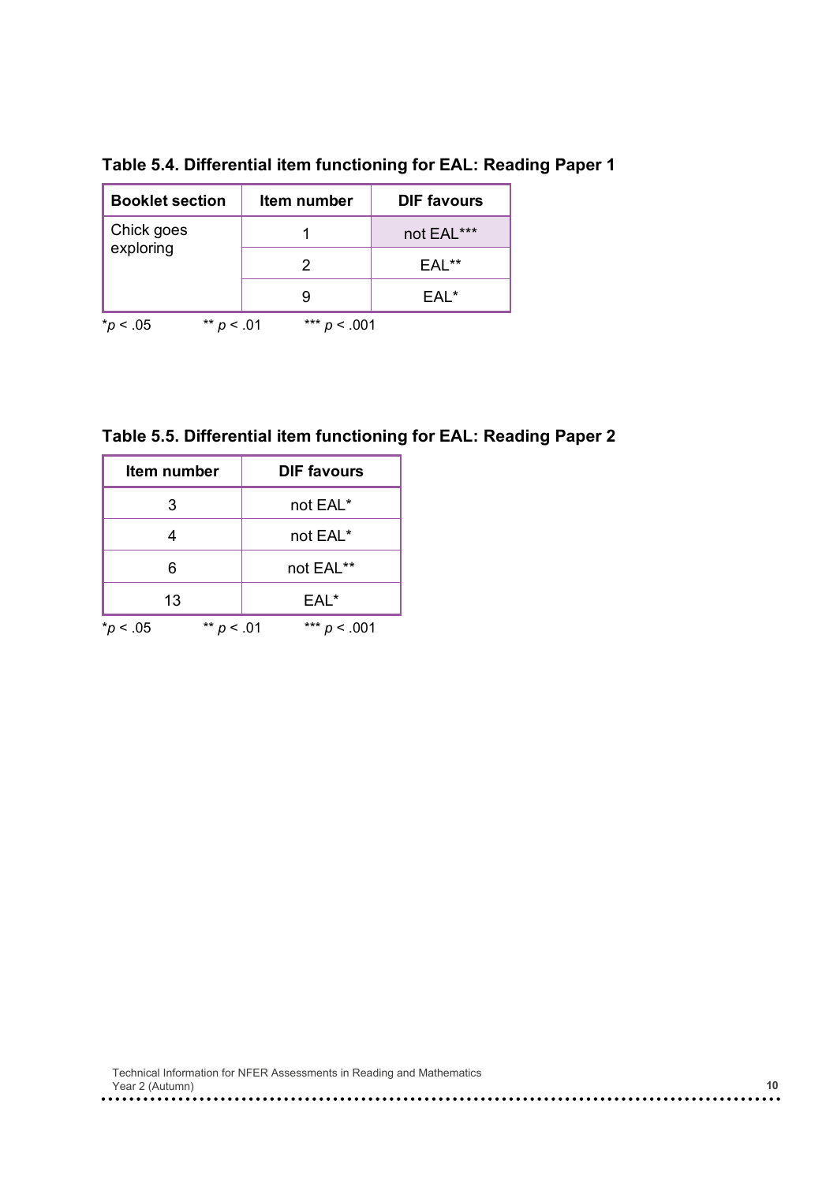**Table 5.4. Differential item functioning for EAL: Reading Paper 1**

| Booklet section | Item number | DIF favours |
| --- | --- | --- |
| Chick goes exploring | 1 | not EAL*** |
| | 2 | EAL** |
| | 9 | EAL* |

*$p < .05$ ** $p < .01$ *** $p < .001$

**Table 5.5. Differential item functioning for EAL: Reading Paper 2**

| Item number | DIF favours |
| --- | --- |
| 3 | not EAL* |
| 4 | not EAL* |
| 6 | not EAL** |
| 13 | EAL* |

*$p < .05$ ** $p < .01$ *** $p < .001$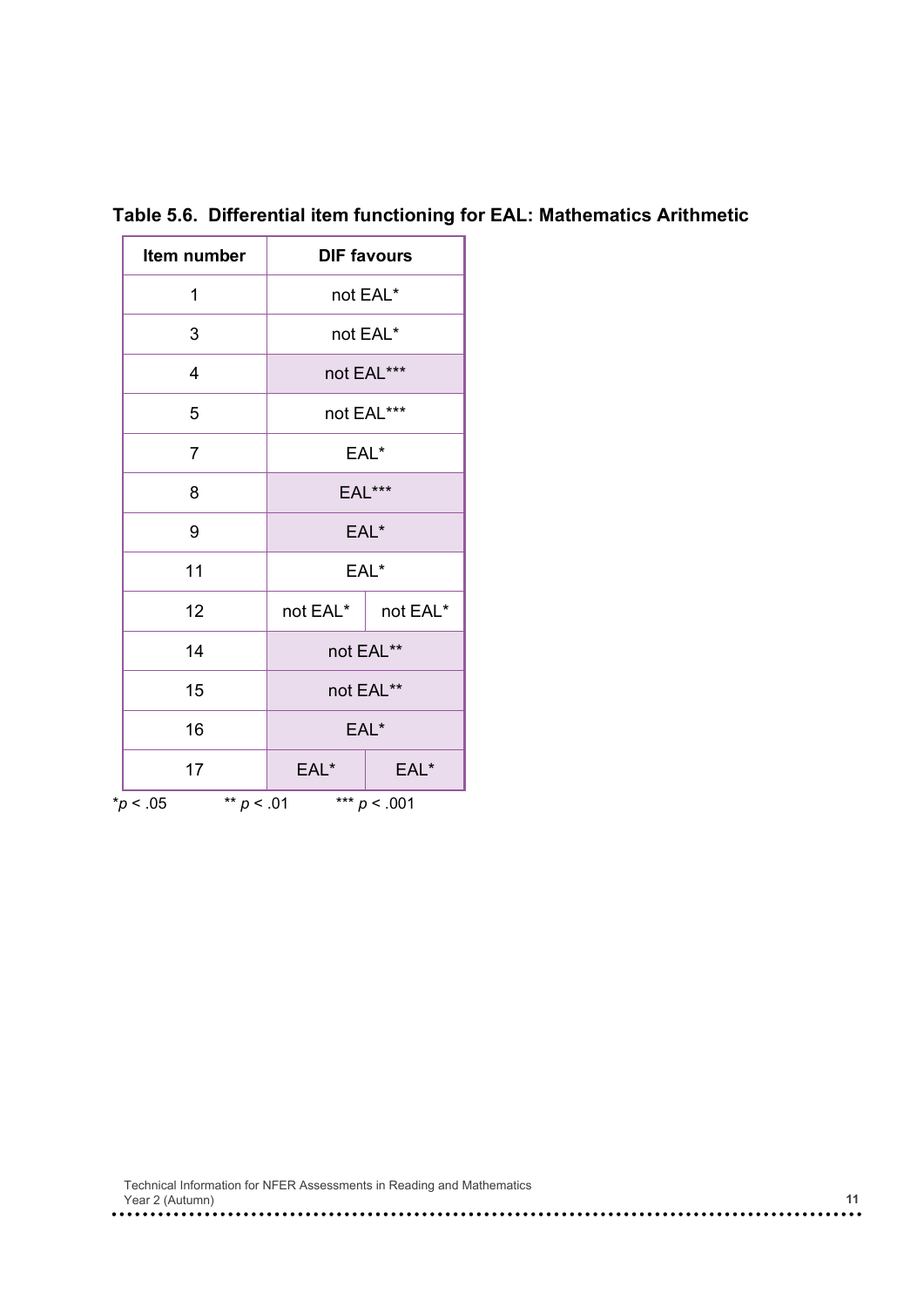**Table 5.6. Differential item functioning for EAL: Mathematics Arithmetic**

| Item number | DIF favours | |
|---|---|---|
| 1 | not EAL* | |
| 3 | not EAL* | |
| 4 | not EAL*** | |
| 5 | not EAL*** | |
| 7 | EAL* | |
| 8 | EAL*** | |
| 9 | EAL* | |
| 11 | EAL* | |
| 12 | not EAL* | not EAL* |
| 14 | not EAL** | |
| 15 | not EAL** | |
| 16 | EAL* | |
| 17 | EAL* | EAL* |

*$p < .05$ ** $p < .01$ *** $p < .001$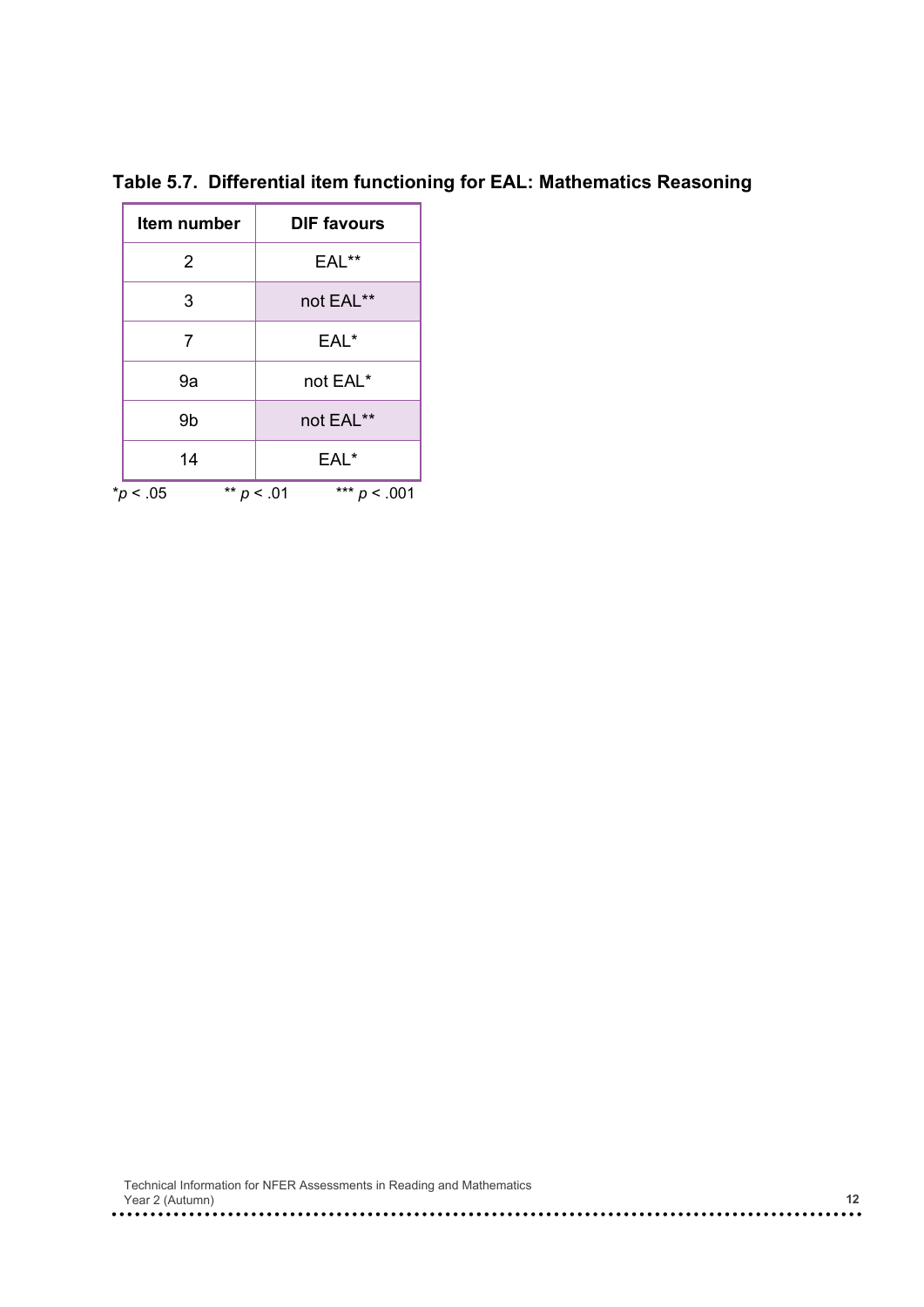**Table 5.7. Differential item functioning for EAL: Mathematics Reasoning**

| Item number | DIF favours |
|---|---|
| 2 | EAL** |
| 3 | not EAL** |
| 7 | EAL* |
| 9a | not EAL* |
| 9b | not EAL** |
| 14 | EAL* |

*$p < .05$ ** $p < .01$ *** $p < .001$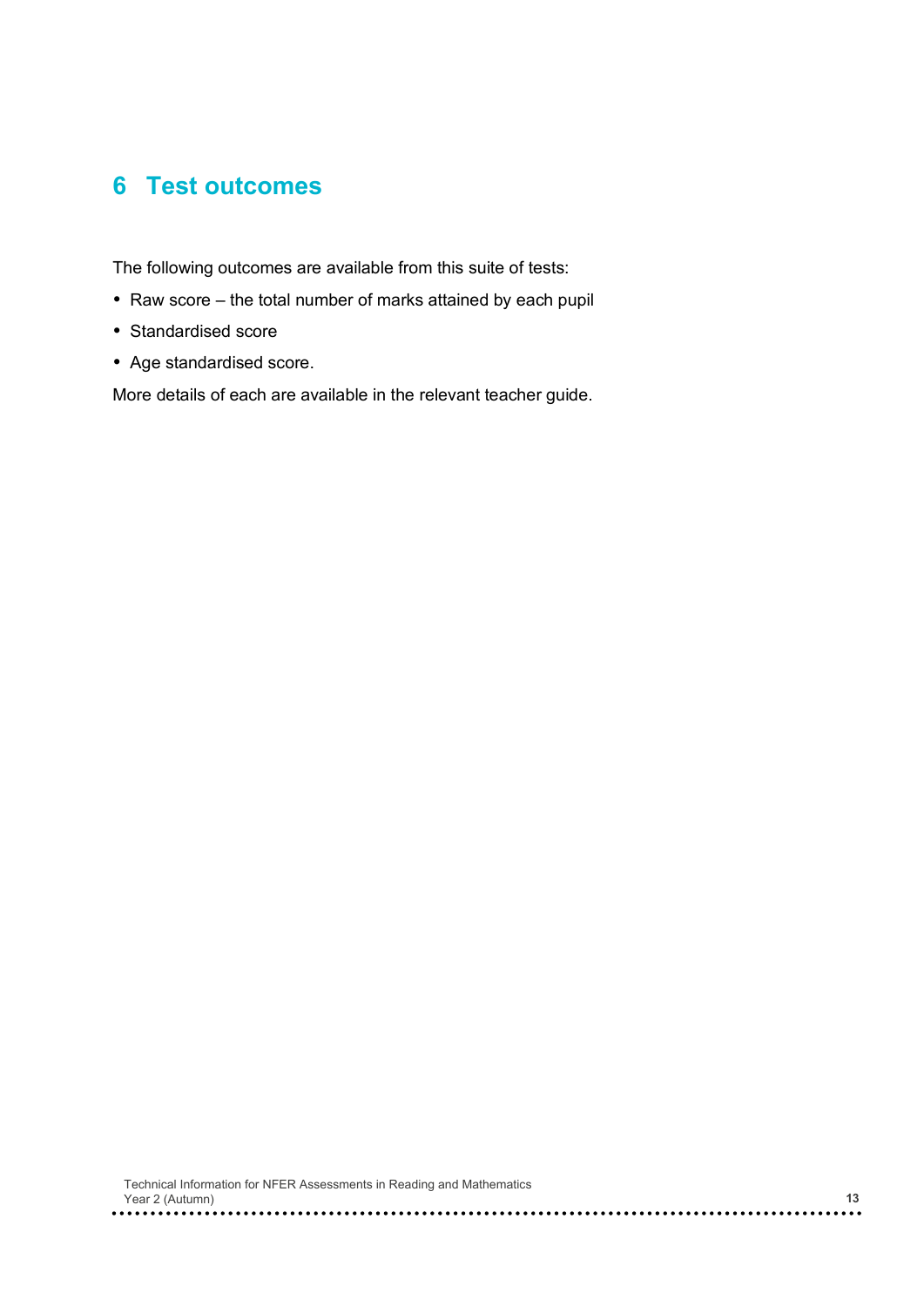# 6 Test outcomes

The following outcomes are available from this suite of tests:

- Raw score – the total number of marks attained by each pupil
- Standardised score
- Age standardised score.

More details of each are available in the relevant teacher guide.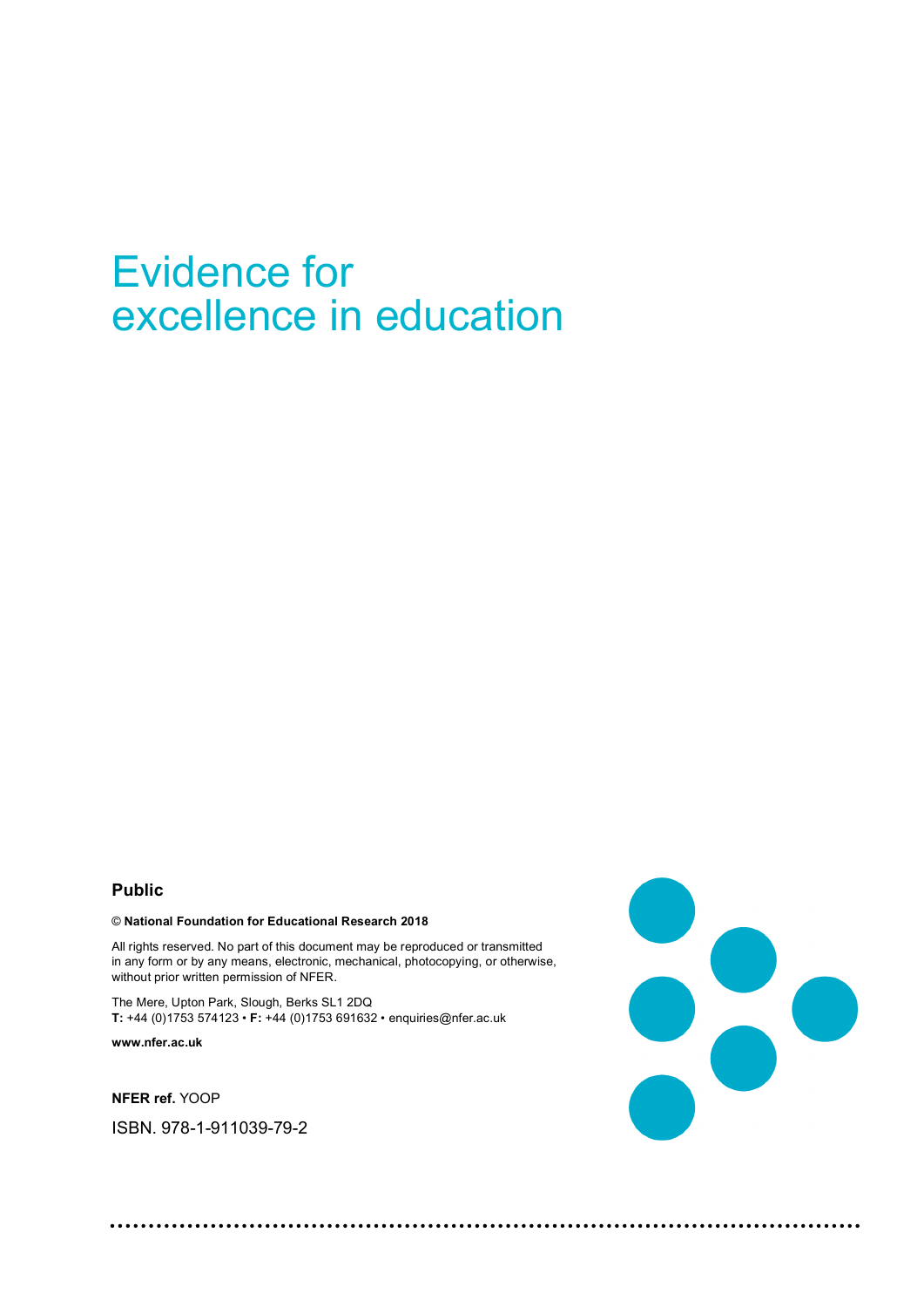# Evidence for excellence in education

**Public**

**© National Foundation for Educational Research 2018**

All rights reserved. No part of this document may be reproduced or transmitted in any form or by any means, electronic, mechanical, photocopying, or otherwise, without prior written permission of NFER.

The Mere, Upton Park, Slough, Berks SL1 2DQ
**T:** +44 (0)1753 574123 • **F:** +44 (0)1753 691632 • enquiries@nfer.ac.uk

**www.nfer.ac.uk**

**NFER ref.** YOOP

ISBN. 978-1-911039-79-2